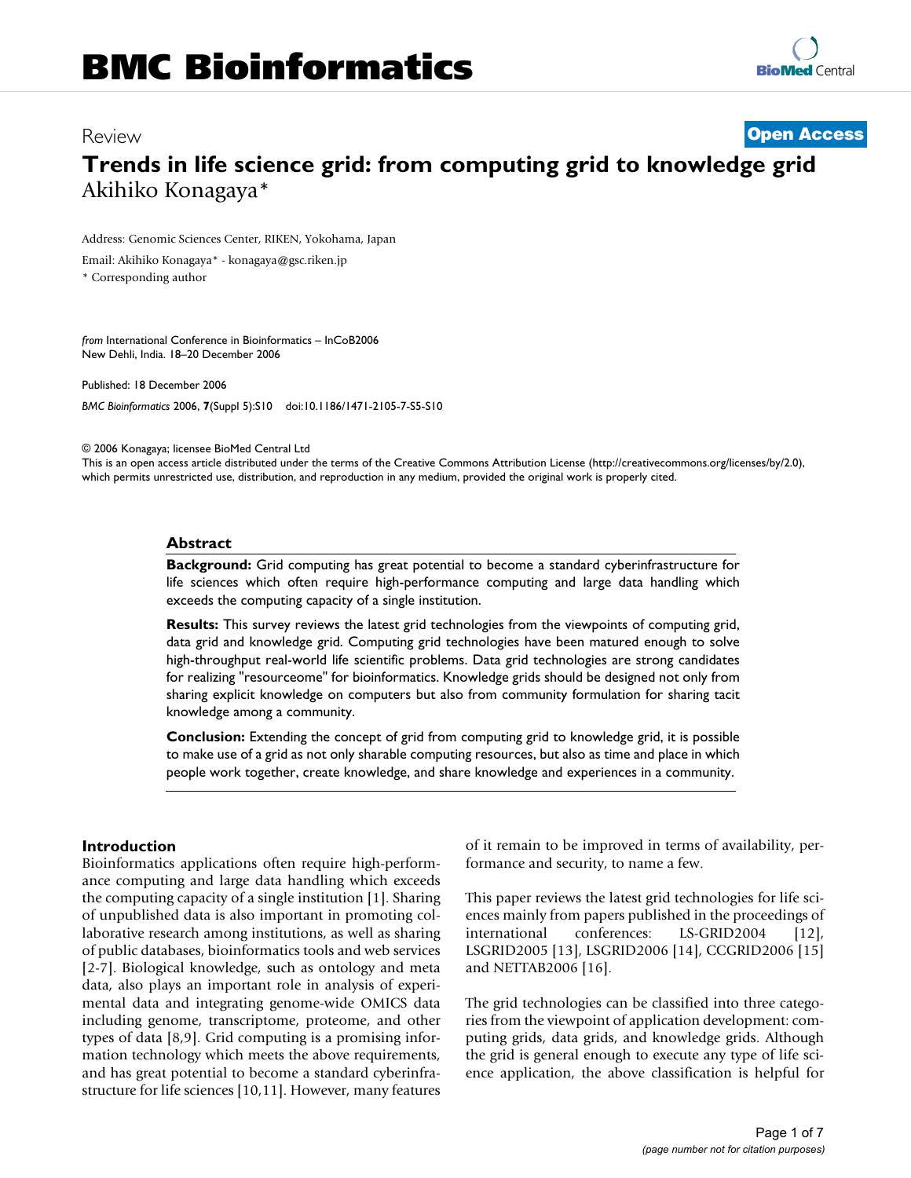# BMC Bioinformatics

Review

**Open Access**

# Trends in life science grid: from computing grid to knowledge grid

Akihiko Konagaya*

Address: Genomic Sciences Center, RIKEN, Yokohama, Japan

Email: Akihiko Konagaya* - konagaya@gsc.riken.jp

* Corresponding author

*from* International Conference in Bioinformatics – InCoB2006
New Dehli, India. 18–20 December 2006

Published: 18 December 2006

*BMC Bioinformatics* 2006, **7**(Suppl 5):S10 doi:10.1186/1471-2105-7-S5-S10

© 2006 Konagaya; licensee BioMed Central Ltd
This is an open access article distributed under the terms of the Creative Commons Attribution License (http://creativecommons.org/licenses/by/2.0), which permits unrestricted use, distribution, and reproduction in any medium, provided the original work is properly cited.

## Abstract

**Background:** Grid computing has great potential to become a standard cyberinfrastructure for life sciences which often require high-performance computing and large data handling which exceeds the computing capacity of a single institution.

**Results:** This survey reviews the latest grid technologies from the viewpoints of computing grid, data grid and knowledge grid. Computing grid technologies have been matured enough to solve high-throughput real-world life scientific problems. Data grid technologies are strong candidates for realizing "resourceome" for bioinformatics. Knowledge grids should be designed not only from sharing explicit knowledge on computers but also from community formulation for sharing tacit knowledge among a community.

**Conclusion:** Extending the concept of grid from computing grid to knowledge grid, it is possible to make use of a grid as not only sharable computing resources, but also as time and place in which people work together, create knowledge, and share knowledge and experiences in a community.

## Introduction

Bioinformatics applications often require high-performance computing and large data handling which exceeds the computing capacity of a single institution [1]. Sharing of unpublished data is also important in promoting collaborative research among institutions, as well as sharing of public databases, bioinformatics tools and web services [2-7]. Biological knowledge, such as ontology and meta data, also plays an important role in analysis of experimental data and integrating genome-wide OMICS data including genome, transcriptome, proteome, and other types of data [8,9]. Grid computing is a promising information technology which meets the above requirements, and has great potential to become a standard cyberinfrastructure for life sciences [10,11]. However, many features of it remain to be improved in terms of availability, performance and security, to name a few.

This paper reviews the latest grid technologies for life sciences mainly from papers published in the proceedings of international conferences: LS-GRID2004 [12], LSGRID2005 [13], LSGRID2006 [14], CCGRID2006 [15] and NETTAB2006 [16].

The grid technologies can be classified into three categories from the viewpoint of application development: computing grids, data grids, and knowledge grids. Although the grid is general enough to execute any type of life science application, the above classification is helpful for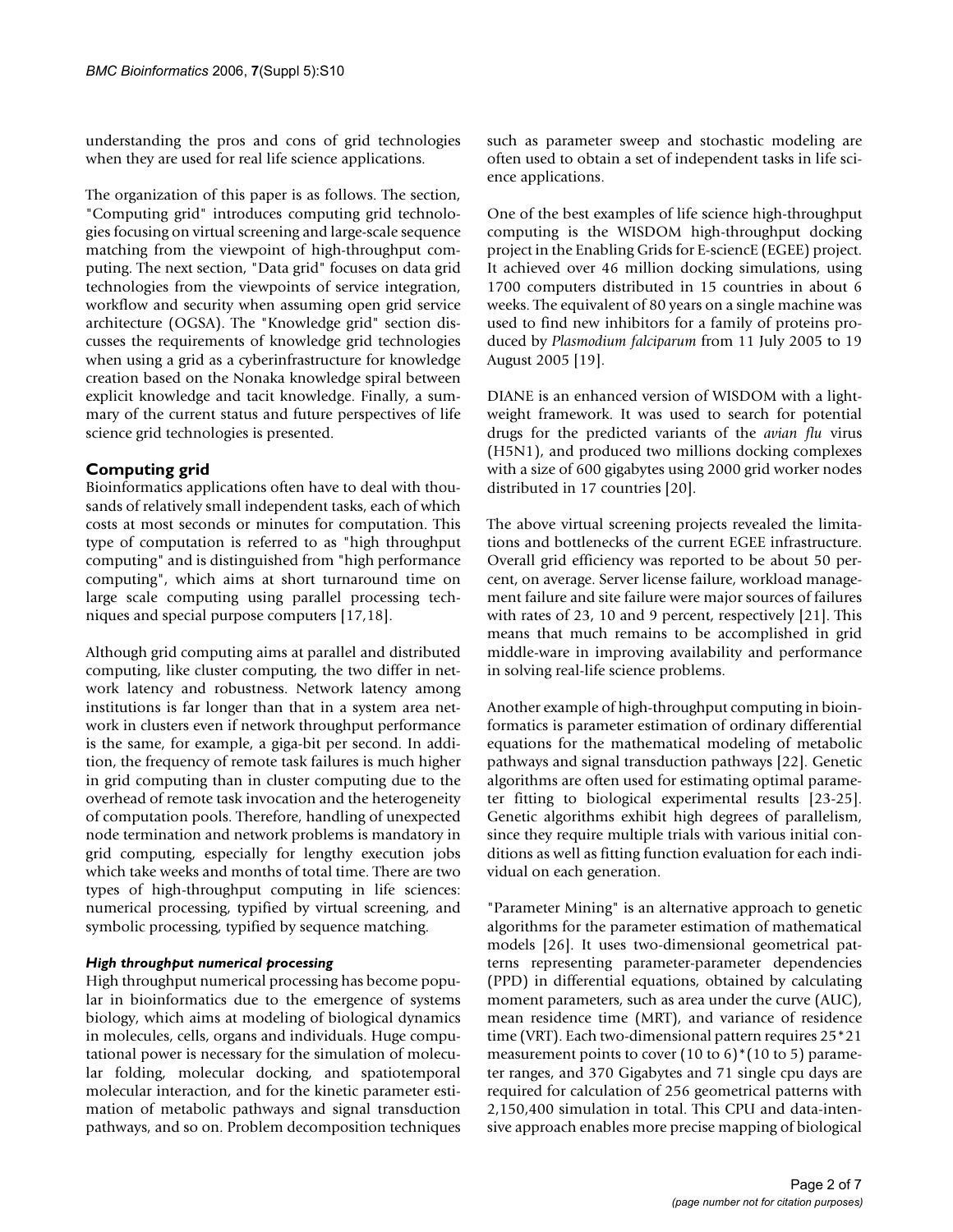understanding the pros and cons of grid technologies when they are used for real life science applications.

The organization of this paper is as follows. The section, "Computing grid" introduces computing grid technologies focusing on virtual screening and large-scale sequence matching from the viewpoint of high-throughput computing. The next section, "Data grid" focuses on data grid technologies from the viewpoints of service integration, workflow and security when assuming open grid service architecture (OGSA). The "Knowledge grid" section discusses the requirements of knowledge grid technologies when using a grid as a cyberinfrastructure for knowledge creation based on the Nonaka knowledge spiral between explicit knowledge and tacit knowledge. Finally, a summary of the current status and future perspectives of life science grid technologies is presented.

## Computing grid

Bioinformatics applications often have to deal with thousands of relatively small independent tasks, each of which costs at most seconds or minutes for computation. This type of computation is referred to as "high throughput computing" and is distinguished from "high performance computing", which aims at short turnaround time on large scale computing using parallel processing techniques and special purpose computers [17,18].

Although grid computing aims at parallel and distributed computing, like cluster computing, the two differ in network latency and robustness. Network latency among institutions is far longer than that in a system area network in clusters even if network throughput performance is the same, for example, a giga-bit per second. In addition, the frequency of remote task failures is much higher in grid computing than in cluster computing due to the overhead of remote task invocation and the heterogeneity of computation pools. Therefore, handling of unexpected node termination and network problems is mandatory in grid computing, especially for lengthy execution jobs which take weeks and months of total time. There are two types of high-throughput computing in life sciences: numerical processing, typified by virtual screening, and symbolic processing, typified by sequence matching.

### *High throughput numerical processing*

High throughput numerical processing has become popular in bioinformatics due to the emergence of systems biology, which aims at modeling of biological dynamics in molecules, cells, organs and individuals. Huge computational power is necessary for the simulation of molecular folding, molecular docking, and spatiotemporal molecular interaction, and for the kinetic parameter estimation of metabolic pathways and signal transduction pathways, and so on. Problem decomposition techniques such as parameter sweep and stochastic modeling are often used to obtain a set of independent tasks in life science applications.

One of the best examples of life science high-throughput computing is the WISDOM high-throughput docking project in the Enabling Grids for E-sciencE (EGEE) project. It achieved over 46 million docking simulations, using 1700 computers distributed in 15 countries in about 6 weeks. The equivalent of 80 years on a single machine was used to find new inhibitors for a family of proteins produced by *Plasmodium falciparum* from 11 July 2005 to 19 August 2005 [19].

DIANE is an enhanced version of WISDOM with a lightweight framework. It was used to search for potential drugs for the predicted variants of the *avian flu* virus (H5N1), and produced two millions docking complexes with a size of 600 gigabytes using 2000 grid worker nodes distributed in 17 countries [20].

The above virtual screening projects revealed the limitations and bottlenecks of the current EGEE infrastructure. Overall grid efficiency was reported to be about 50 percent, on average. Server license failure, workload management failure and site failure were major sources of failures with rates of 23, 10 and 9 percent, respectively [21]. This means that much remains to be accomplished in grid middle-ware in improving availability and performance in solving real-life science problems.

Another example of high-throughput computing in bioinformatics is parameter estimation of ordinary differential equations for the mathematical modeling of metabolic pathways and signal transduction pathways [22]. Genetic algorithms are often used for estimating optimal parameter fitting to biological experimental results [23-25]. Genetic algorithms exhibit high degrees of parallelism, since they require multiple trials with various initial conditions as well as fitting function evaluation for each individual on each generation.

"Parameter Mining" is an alternative approach to genetic algorithms for the parameter estimation of mathematical models [26]. It uses two-dimensional geometrical patterns representing parameter-parameter dependencies (PPD) in differential equations, obtained by calculating moment parameters, such as area under the curve (AUC), mean residence time (MRT), and variance of residence time (VRT). Each two-dimensional pattern requires 25*21 measurement points to cover (10 to 6)*(10 to 5) parameter ranges, and 370 Gigabytes and 71 single cpu days are required for calculation of 256 geometrical patterns with 2,150,400 simulation in total. This CPU and data-intensive approach enables more precise mapping of biological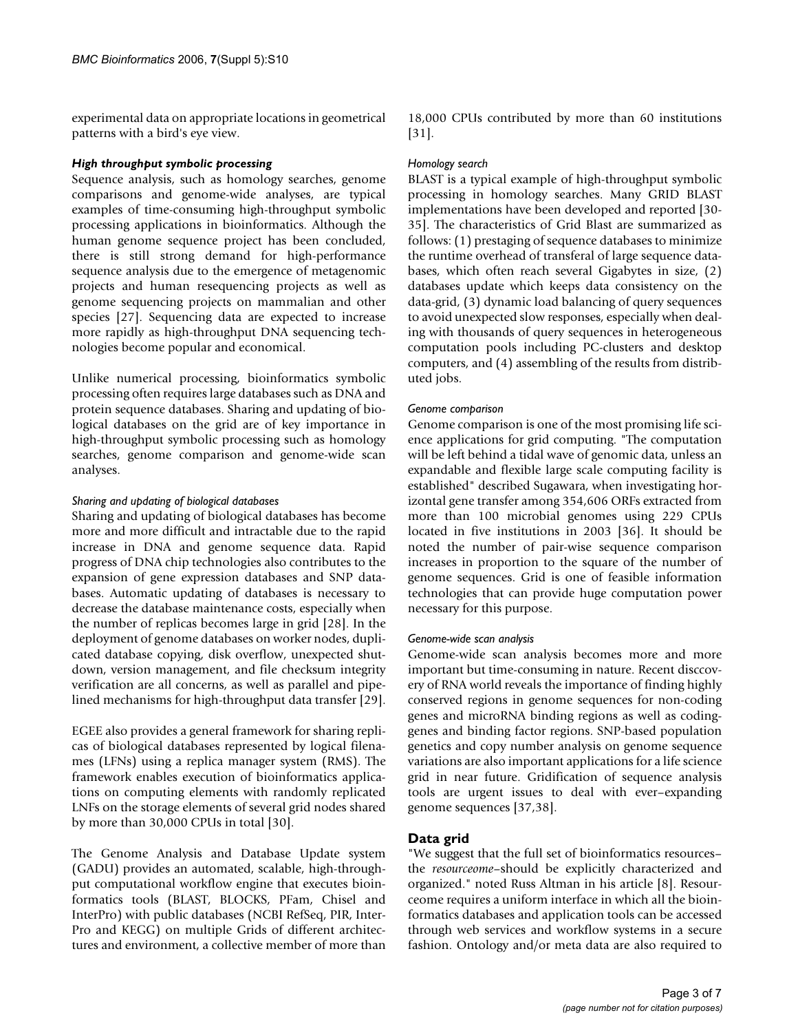experimental data on appropriate locations in geometrical patterns with a bird's eye view.

### *High throughput symbolic processing*

Sequence analysis, such as homology searches, genome comparisons and genome-wide analyses, are typical examples of time-consuming high-throughput symbolic processing applications in bioinformatics. Although the human genome sequence project has been concluded, there is still strong demand for high-performance sequence analysis due to the emergence of metagenomic projects and human resequencing projects as well as genome sequencing projects on mammalian and other species [27]. Sequencing data are expected to increase more rapidly as high-throughput DNA sequencing technologies become popular and economical.

Unlike numerical processing, bioinformatics symbolic processing often requires large databases such as DNA and protein sequence databases. Sharing and updating of biological databases on the grid are of key importance in high-throughput symbolic processing such as homology searches, genome comparison and genome-wide scan analyses.

#### *Sharing and updating of biological databases*

Sharing and updating of biological databases has become more and more difficult and intractable due to the rapid increase in DNA and genome sequence data. Rapid progress of DNA chip technologies also contributes to the expansion of gene expression databases and SNP databases. Automatic updating of databases is necessary to decrease the database maintenance costs, especially when the number of replicas becomes large in grid [28]. In the deployment of genome databases on worker nodes, duplicated database copying, disk overflow, unexpected shutdown, version management, and file checksum integrity verification are all concerns, as well as parallel and pipelined mechanisms for high-throughput data transfer [29].

EGEE also provides a general framework for sharing replicas of biological databases represented by logical filenames (LFNs) using a replica manager system (RMS). The framework enables execution of bioinformatics applications on computing elements with randomly replicated LNFs on the storage elements of several grid nodes shared by more than 30,000 CPUs in total [30].

The Genome Analysis and Database Update system (GADU) provides an automated, scalable, high-throughput computational workflow engine that executes bioinformatics tools (BLAST, BLOCKS, PFam, Chisel and InterPro) with public databases (NCBI RefSeq, PIR, InterPro and KEGG) on multiple Grids of different architectures and environment, a collective member of more than 18,000 CPUs contributed by more than 60 institutions [31].

#### *Homology search*

BLAST is a typical example of high-throughput symbolic processing in homology searches. Many GRID BLAST implementations have been developed and reported [30-35]. The characteristics of Grid Blast are summarized as follows: (1) prestaging of sequence databases to minimize the runtime overhead of transferal of large sequence databases, which often reach several Gigabytes in size, (2) databases update which keeps data consistency on the data-grid, (3) dynamic load balancing of query sequences to avoid unexpected slow responses, especially when dealing with thousands of query sequences in heterogeneous computation pools including PC-clusters and desktop computers, and (4) assembling of the results from distributed jobs.

#### *Genome comparison*

Genome comparison is one of the most promising life science applications for grid computing. "The computation will be left behind a tidal wave of genomic data, unless an expandable and flexible large scale computing facility is established" described Sugawara, when investigating horizontal gene transfer among 354,606 ORFs extracted from more than 100 microbial genomes using 229 CPUs located in five institutions in 2003 [36]. It should be noted the number of pair-wise sequence comparison increases in proportion to the square of the number of genome sequences. Grid is one of feasible information technologies that can provide huge computation power necessary for this purpose.

#### *Genome-wide scan analysis*

Genome-wide scan analysis becomes more and more important but time-consuming in nature. Recent disccovery of RNA world reveals the importance of finding highly conserved regions in genome sequences for non-coding genes and microRNA binding regions as well as coding-genes and binding factor regions. SNP-based population genetics and copy number analysis on genome sequence variations are also important applications for a life science grid in near future. Gridification of sequence analysis tools are urgent issues to deal with ever–expanding genome sequences [37,38].

## Data grid

"We suggest that the full set of bioinformatics resources–the *resourceome*–should be explicitly characterized and organized." noted Russ Altman in his article [8]. Resourceome requires a uniform interface in which all the bioinformatics databases and application tools can be accessed through web services and workflow systems in a secure fashion. Ontology and/or meta data are also required to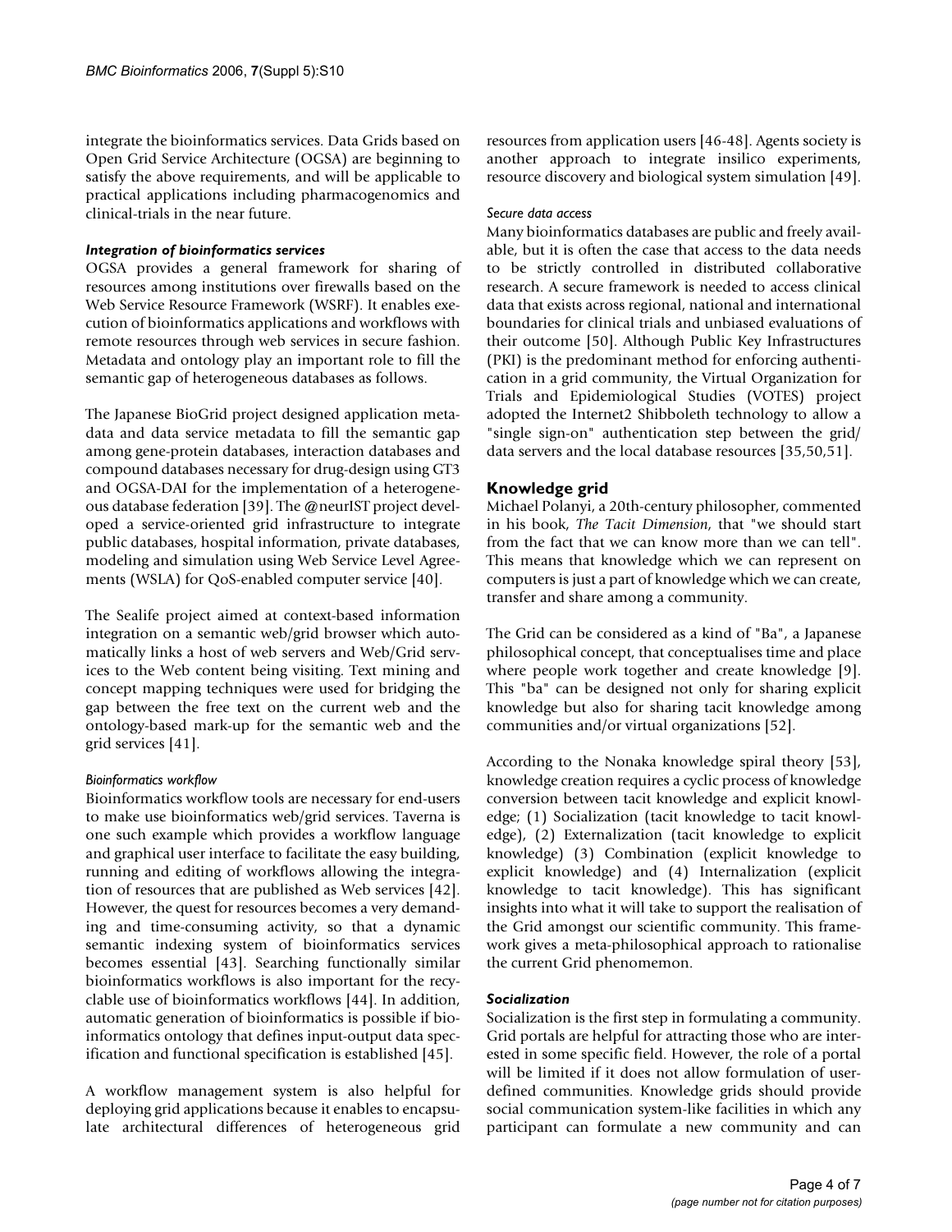integrate the bioinformatics services. Data Grids based on Open Grid Service Architecture (OGSA) are beginning to satisfy the above requirements, and will be applicable to practical applications including pharmacogenomics and clinical-trials in the near future.

#### *Integration of bioinformatics services*

OGSA provides a general framework for sharing of resources among institutions over firewalls based on the Web Service Resource Framework (WSRF). It enables execution of bioinformatics applications and workflows with remote resources through web services in secure fashion. Metadata and ontology play an important role to fill the semantic gap of heterogeneous databases as follows.

The Japanese BioGrid project designed application metadata and data service metadata to fill the semantic gap among gene-protein databases, interaction databases and compound databases necessary for drug-design using GT3 and OGSA-DAI for the implementation of a heterogeneous database federation [39]. The @neurIST project developed a service-oriented grid infrastructure to integrate public databases, hospital information, private databases, modeling and simulation using Web Service Level Agreements (WSLA) for QoS-enabled computer service [40].

The Sealife project aimed at context-based information integration on a semantic web/grid browser which automatically links a host of web servers and Web/Grid services to the Web content being visiting. Text mining and concept mapping techniques were used for bridging the gap between the free text on the current web and the ontology-based mark-up for the semantic web and the grid services [41].

##### *Bioinformatics workflow*

Bioinformatics workflow tools are necessary for end-users to make use bioinformatics web/grid services. Taverna is one such example which provides a workflow language and graphical user interface to facilitate the easy building, running and editing of workflows allowing the integration of resources that are published as Web services [42]. However, the quest for resources becomes a very demanding and time-consuming activity, so that a dynamic semantic indexing system of bioinformatics services becomes essential [43]. Searching functionally similar bioinformatics workflows is also important for the recyclable use of bioinformatics workflows [44]. In addition, automatic generation of bioinformatics is possible if bioinformatics ontology that defines input-output data specification and functional specification is established [45].

A workflow management system is also helpful for deploying grid applications because it enables to encapsulate architectural differences of heterogeneous grid resources from application users [46-48]. Agents society is another approach to integrate insilico experiments, resource discovery and biological system simulation [49].

##### *Secure data access*

Many bioinformatics databases are public and freely available, but it is often the case that access to the data needs to be strictly controlled in distributed collaborative research. A secure framework is needed to access clinical data that exists across regional, national and international boundaries for clinical trials and unbiased evaluations of their outcome [50]. Although Public Key Infrastructures (PKI) is the predominant method for enforcing authentication in a grid community, the Virtual Organization for Trials and Epidemiological Studies (VOTES) project adopted the Internet2 Shibboleth technology to allow a "single sign-on" authentication step between the grid/data servers and the local database resources [35,50,51].

### Knowledge grid

Michael Polanyi, a 20th-century philosopher, commented in his book, *The Tacit Dimension*, that "we should start from the fact that we can know more than we can tell". This means that knowledge which we can represent on computers is just a part of knowledge which we can create, transfer and share among a community.

The Grid can be considered as a kind of "Ba", a Japanese philosophical concept, that conceptualises time and place where people work together and create knowledge [9]. This "ba" can be designed not only for sharing explicit knowledge but also for sharing tacit knowledge among communities and/or virtual organizations [52].

According to the Nonaka knowledge spiral theory [53], knowledge creation requires a cyclic process of knowledge conversion between tacit knowledge and explicit knowledge; (1) Socialization (tacit knowledge to tacit knowledge), (2) Externalization (tacit knowledge to explicit knowledge) (3) Combination (explicit knowledge to explicit knowledge) and (4) Internalization (explicit knowledge to tacit knowledge). This has significant insights into what it will take to support the realisation of the Grid amongst our scientific community. This framework gives a meta-philosophical approach to rationalise the current Grid phenomemon.

#### *Socialization*

Socialization is the first step in formulating a community. Grid portals are helpful for attracting those who are interested in some specific field. However, the role of a portal will be limited if it does not allow formulation of user-defined communities. Knowledge grids should provide social communication system-like facilities in which any participant can formulate a new community and can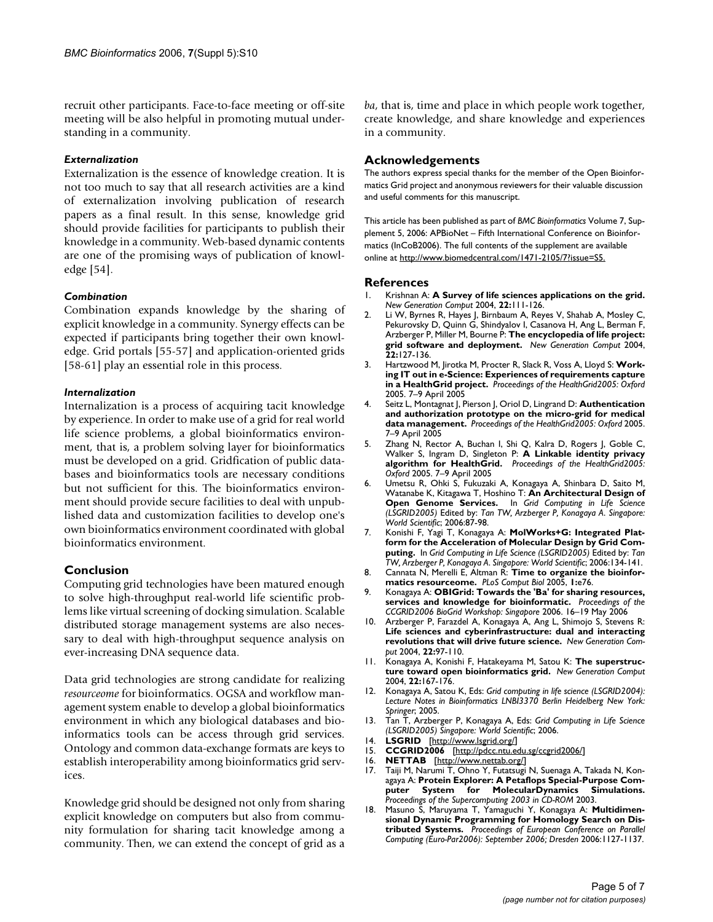recruit other participants. Face-to-face meeting or off-site meeting will be also helpful in promoting mutual understanding in a community.

#### *Externalization*

Externalization is the essence of knowledge creation. It is not too much to say that all research activities are a kind of externalization involving publication of research papers as a final result. In this sense, knowledge grid should provide facilities for participants to publish their knowledge in a community. Web-based dynamic contents are one of the promising ways of publication of knowledge [54].

#### *Combination*

Combination expands knowledge by the sharing of explicit knowledge in a community. Synergy effects can be expected if participants bring together their own knowledge. Grid portals [55-57] and application-oriented grids [58-61] play an essential role in this process.

#### *Internalization*

Internalization is a process of acquiring tacit knowledge by experience. In order to make use of a grid for real world life science problems, a global bioinformatics environment, that is, a problem solving layer for bioinformatics must be developed on a grid. Gridfication of public databases and bioinformatics tools are necessary conditions but not sufficient for this. The bioinformatics environment should provide secure facilities to deal with unpublished data and customization facilities to develop one's own bioinformatics environment coordinated with global bioinformatics environment.

## Conclusion

Computing grid technologies have been matured enough to solve high-throughput real-world life scientific problems like virtual screening of docking simulation. Scalable distributed storage management systems are also necessary to deal with high-throughput sequence analysis on ever-increasing DNA sequence data.

Data grid technologies are strong candidate for realizing *resourceome* for bioinformatics. OGSA and workflow management system enable to develop a global bioinformatics environment in which any biological databases and bioinformatics tools can be access through grid services. Ontology and common data-exchange formats are keys to establish interoperability among bioinformatics grid services.

Knowledge grid should be designed not only from sharing explicit knowledge on computers but also from community formulation for sharing tacit knowledge among a community. Then, we can extend the concept of grid as a *ba*, that is, time and place in which people work together, create knowledge, and share knowledge and experiences in a community.

## Acknowledgements

The authors express special thanks for the member of the Open Bioinformatics Grid project and anonymous reviewers for their valuable discussion and useful comments for this manuscript.

This article has been published as part of *BMC Bioinformatics* Volume 7, Supplement 5, 2006: APBioNet – Fifth International Conference on Bioinformatics (InCoB2006). The full contents of the supplement are available online at http://www.biomedcentral.com/1471-2105/7?issue=S5.

## References

1. Krishnan A: **A Survey of life sciences applications on the grid.** *New Generation Comput* 2004, **22:**111-126.
2. Li W, Byrnes R, Hayes J, Birnbaum A, Reyes V, Shahab A, Mosley C, Pekurovsky D, Quinn G, Shindyalov I, Casanova H, Ang L, Berman F, Arzberger P, Miller M, Bourne P: **The encyclopedia of life project: grid software and deployment.** *New Generation Comput* 2004, **22:**127-136.
3. Hartzwood M, Jirotka M, Procter R, Slack R, Voss A, Lloyd S: **Working IT out in e-Science: Experiences of requirements capture in a HealthGrid project.** *Proceedings of the HealthGrid2005: Oxford* 2005. 7–9 April 2005
4. Seitz L, Montagnat J, Pierson J, Oriol D, Lingrand D: **Authentication and authorization prototype on the micro-grid for medical data management.** *Proceedings of the HealthGrid2005: Oxford* 2005. 7–9 April 2005
5. Zhang N, Rector A, Buchan I, Shi Q, Kalra D, Rogers J, Goble C, Walker S, Ingram D, Singleton P: **A Linkable identity privacy algorithm for HealthGrid.** *Proceedings of the HealthGrid2005: Oxford* 2005. 7–9 April 2005
6. Umetsu R, Ohki S, Fukuzaki A, Konagaya A, Shinbara D, Saito M, Watanabe K, Kitagawa T, Hoshino T: **An Architectural Design of Open Genome Services.** In *Grid Computing in Life Science (LSGRID2005)* Edited by: *Tan TW, Arzberger P, Konagaya A. Singapore: World Scientific*; 2006:87-98.
7. Konishi F, Yagi T, Konagaya A: **MolWorks+G: Integrated Platform for the Acceleration of Molecular Design by Grid Computing.** In *Grid Computing in Life Science (LSGRID2005)* Edited by: *Tan TW, Arzberger P, Konagaya A. Singapore: World Scientific*; 2006:134-141.
8. Cannata N, Merelli E, Altman R: **Time to organize the bioinformatics resourceome.** *PLoS Comput Biol* 2005, **1:**e76.
9. Konagaya A: **OBIGrid: Towards the 'Ba' for sharing resources, services and knowledge for bioinformatic.** *Proceedings of the CCGRID2006 BioGrid Workshop: Singapore* 2006. 16–19 May 2006
10. Arzberger P, Farazdel A, Konagaya A, Ang L, Shimojo S, Stevens R: **Life sciences and cyberinfrastructure: dual and interacting revolutions that will drive future science.** *New Generation Comput* 2004, **22:**97-110.
11. Konagaya A, Konishi F, Hatakeyama M, Satou K: **The superstructure toward open bioinformatics grid.** *New Generation Comput* 2004, **22:**167-176.
12. Konagaya A, Satou K, Eds: *Grid computing in life science (LSGRID2004): Lecture Notes in Bioinformatics LNBI3370 Berlin Heidelberg New York: Springer*; 2005.
13. Tan T, Arzberger P, Konagaya A, Eds: *Grid Computing in Life Science (LSGRID2005) Singapore: World Scientific*; 2006.
14. **LSGRID** [http://www.lsgrid.org/]
15. **CCGRID2006** [http://pdcc.ntu.edu.sg/ccgrid2006/]
16. **NETTAB** [http://www.nettab.org/]
17. Taiji M, Narumi T, Ohno Y, Futatsugi N, Suenaga A, Takada N, Konagaya A: **Protein Explorer: A Petaflops Special-Purpose Computer System for MolecularDynamics Simulations.** *Proceedings of the Supercomputing 2003 in CD-ROM* 2003.
18. Masuno S, Maruyama T, Yamaguchi Y, Konagaya A: **Multidimensional Dynamic Programming for Homology Search on Distributed Systems.** *Proceedings of European Conference on Parallel Computing (Euro-Par2006): September 2006; Dresden* 2006:1127-1137.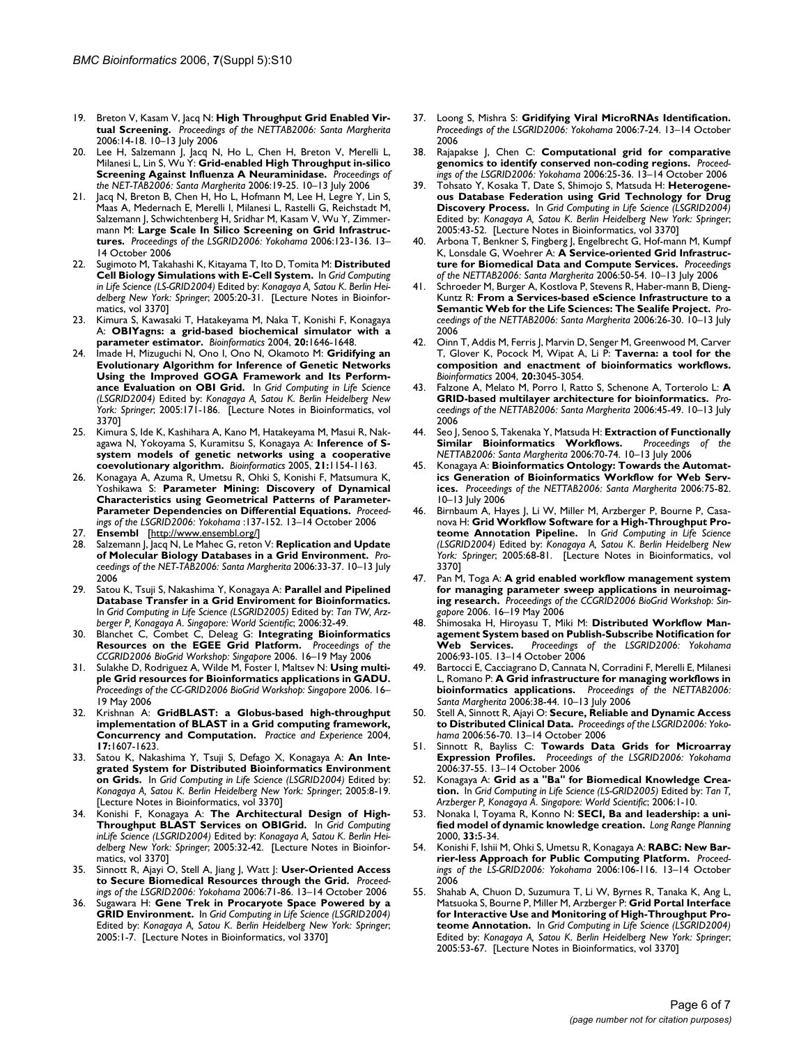19. Breton V, Kasam V, Jacq N: **High Throughput Grid Enabled Virtual Screening.** *Proceedings of the NETTAB2006: Santa Margherita* 2006:14-18. 10–13 July 2006
20. Lee H, Salzemann J, Jacq N, Ho L, Chen H, Breton V, Merelli L, Milanesi L, Lin S, Wu Y: **Grid-enabled High Throughput in-silico Screening Against Influenza A Neuraminidase.** *Proceedings of the NET-TAB2006: Santa Margherita* 2006:19-25. 10–13 July 2006
21. Jacq N, Breton B, Chen H, Ho L, Hofmann M, Lee H, Legre Y, Lin S, Maas A, Medernach E, Merelli I, Milanesi L, Rastelli G, Reichstadt M, Salzemann J, Schwichtenberg H, Sridhar M, Kasam V, Wu Y, Zimmermann M: **Large Scale In Silico Screening on Grid Infrastructures.** *Proceedings of the LSGRID2006: Yokohama* 2006:123-136. 13–14 October 2006
22. Sugimoto M, Takahashi K, Kitayama T, Ito D, Tomita M: **Distributed Cell Biology Simulations with E-Cell System.** In *Grid Computing in Life Science (LS-GRID2004)* Edited by: *Konagaya A, Satou K. Berlin Heidelberg New York: Springer*; 2005:20-31. [Lecture Notes in Bioinformatics, vol 3370]
23. Kimura S, Kawasaki T, Hatakeyama M, Naka T, Konishi F, Konagaya A: **OBIYagns: a grid-based biochemical simulator with a parameter estimator.** *Bioinformatics* 2004, **20:**1646-1648.
24. Imade H, Mizuguchi N, Ono I, Ono N, Okamoto M: **Gridifying an Evolutionary Algorithm for Inference of Genetic Networks Using the Improved GOGA Framework and Its Performance Evaluation on OBI Grid.** In *Grid Computing in Life Science (LSGRID2004)* Edited by: *Konagaya A, Satou K. Berlin Heidelberg New York: Springer*; 2005:171-186. [Lecture Notes in Bioinformatics, vol 3370]
25. Kimura S, Ide K, Kashihara A, Kano M, Hatakeyama M, Masui R, Nakagawa N, Yokoyama S, Kuramitsu S, Konagaya A: **Inference of S-system models of genetic networks using a cooperative coevolutionary algorithm.** *Bioinformatics* 2005, **21:**1154-1163.
26. Konagaya A, Azuma R, Umetsu R, Ohki S, Konishi F, Matsumura K, Yoshikawa S: **Parameter Mining: Discovery of Dynamical Characteristics using Geometrical Patterns of Parameter-Parameter Dependencies on Differential Equations.** *Proceedings of the LSGRID2006: Yokohama* :137-152. 13–14 October 2006
27. **Ensembl** [http://www.ensembl.org/]
28. Salzemann J, Jacq N, Le Mahec G, reton V: **Replication and Update of Molecular Biology Databases in a Grid Environment.** *Proceedings of the NET-TAB2006: Santa Margherita* 2006:33-37. 10–13 July 2006
29. Satou K, Tsuji S, Nakashima Y, Konagaya A: **Parallel and Pipelined Database Transfer in a Grid Enviroment for Bioinformatics.** In *Grid Computing in Life Science (LSGRID2005)* Edited by: *Tan TW, Arzberger P, Konagaya A. Singapore: World Scientific*; 2006:32-49.
30. Blanchet C, Combet C, Deleag G: **Integrating Bioinformatics Resources on the EGEE Grid Platform.** *Proceedings of the CCGRID2006 BioGrid Workshop: Singapore* 2006. 16–19 May 2006
31. Sulakhe D, Rodriguez A, Wilde M, Foster I, Maltsev N: **Using multiple Grid resources for Bioinformatics applications in GADU.** *Proceedings of the CC-GRID2006 BioGrid Workshop: Singapore* 2006. 16–19 May 2006
32. Krishnan A: **GridBLAST: a Globus-based high-throughput implementation of BLAST in a Grid computing framework, Concurrency and Computation.** *Practice and Experience* 2004, **17:**1607-1623.
33. Satou K, Nakashima Y, Tsuji S, Defago X, Konagaya A: **An Integrated System for Distributed Bioinformatics Environment on Grids.** In *Grid Computing in Life Science (LSGRID2004)* Edited by: *Konagaya A, Satou K. Berlin Heidelberg New York: Springer*; 2005:8-19. [Lecture Notes in Bioinformatics, vol 3370]
34. Konishi F, Konagaya A: **The Architectural Design of High-Throughput BLAST Services on OBIGrid.** In *Grid Computing inLife Science (LSGRID2004)* Edited by: *Konagaya A, Satou K. Berlin Heidelberg New York: Springer*; 2005:32-42. [Lecture Notes in Bioinformatics, vol 3370]
35. Sinnott R, Ajayi O, Stell A, Jiang J, Watt J: **User-Oriented Access to Secure Biomedical Resources through the Grid.** *Proceedings of the LSGRID2006: Yokohama* 2006:71-86. 13–14 October 2006
36. Sugawara H: **Gene Trek in Procaryote Space Powered by a GRID Environment.** In *Grid Computing in Life Science (LSGRID2004)* Edited by: *Konagaya A, Satou K. Berlin Heidelberg New York: Springer*; 2005:1-7. [Lecture Notes in Bioinformatics, vol 3370]
37. Loong S, Mishra S: **Gridifying Viral MicroRNAs Identification.** *Proceedings of the LSGRID2006: Yokohama* 2006:7-24. 13–14 October 2006
38. Rajapakse J, Chen C: **Computational grid for comparative genomics to identify conserved non-coding regions.** *Proceedings of the LSGRID2006: Yokohama* 2006:25-36. 13–14 October 2006
39. Tohsato Y, Kosaka T, Date S, Shimojo S, Matsuda H: **Heterogeneous Database Federation using Grid Technology for Drug Discovery Process.** In *Grid Computing in Life Science (LSGRID2004)* Edited by: *Konagaya A, Satou K. Berlin Heidelberg New York: Springer*; 2005:43-52. [Lecture Notes in Bioinformatics, vol 3370]
40. Arbona T, Benkner S, Fingberg J, Engelbrecht G, Hof-mann M, Kumpf K, Lonsdale G, Woehrer A: **A Service-oriented Grid Infrastructure for Biomedical Data and Compute Services.** *Proceedings of the NETTAB2006: Santa Margherita* 2006:50-54. 10–13 July 2006
41. Schroeder M, Burger A, Kostlova P, Stevens R, Haber-mann B, Dieng-Kuntz R: **From a Services-based eScience Infrastructure to a Semantic Web for the Life Sciences: The Sealife Project.** *Proceedings of the NETTAB2006: Santa Margherita* 2006:26-30. 10–13 July 2006
42. Oinn T, Addis M, Ferris J, Marvin D, Senger M, Greenwood M, Carver T, Glover K, Pocock M, Wipat A, Li P: **Taverna: a tool for the composition and enactment of bioinformatics workflows.** *Bioinformatics* 2004, **20:**3045-3054.
43. Falzone A, Melato M, Porro I, Ratto S, Schenone A, Torterolo L: **A GRID-based multilayer architecture for bioinformatics.** *Proceedings of the NETTAB2006: Santa Margherita* 2006:45-49. 10–13 July 2006
44. Seo J, Senoo S, Takenaka Y, Matsuda H: **Extraction of Functionally Similar Bioinformatics Workflows.** *Proceedings of the NETTAB2006: Santa Margherita* 2006:70-74. 10–13 July 2006
45. Konagaya A: **Bioinformatics Ontology: Towards the Automatics Generation of Bioinformatics Workflow for Web Services.** *Proceedings of the NETTAB2006: Santa Margherita* 2006:75-82. 10–13 July 2006
46. Birnbaum A, Hayes J, Li W, Miller M, Arzberger P, Bourne P, Casanova H: **Grid Workflow Software for a High-Throughput Proteome Annotation Pipeline.** In *Grid Computing in Life Science (LSGRID2004)* Edited by: *Konagaya A, Satou K. Berlin Heidelberg New York: Springer*; 2005:68-81. [Lecture Notes in Bioinformatics, vol 3370]
47. Pan M, Toga A: **A grid enabled workflow management system for managing parameter sweep applications in neuroimaging research.** *Proceedings of the CCGRID2006 BioGrid Workshop: Singapore* 2006. 16–19 May 2006
48. Shimosaka H, Hiroyasu T, Miki M: **Distributed Workflow Management System based on Publish-Subscribe Notification for Web Services.** *Proceedings of the LSGRID2006: Yokohama* 2006:93-105. 13–14 October 2006
49. Bartocci E, Cacciagrano D, Cannata N, Corradini F, Merelli E, Milanesi L, Romano P: **A Grid infrastructure for managing workflows in bioinformatics applications.** *Proceedings of the NETTAB2006: Santa Margherita* 2006:38-44. 10–13 July 2006
50. Stell A, Sinnott R, Ajayi O: **Secure, Reliable and Dynamic Access to Distributed Clinical Data.** *Proceedings of the LSGRID2006: Yokohama* 2006:56-70. 13–14 October 2006
51. Sinnott R, Bayliss C: **Towards Data Grids for Microarray Expression Profiles.** *Proceedings of the LSGRID2006: Yokohama* 2006:37-55. 13–14 October 2006
52. Konagaya A: **Grid as a "Ba" for Biomedical Knowledge Creation.** In *Grid Computing in Life Science (LS-GRID2005)* Edited by: *Tan T, Arzberger P, Konagaya A. Singapore: World Scientific*; 2006:1-10.
53. Nonaka I, Toyama R, Konno N: **SECI, Ba and leadership: a unified model of dynamic knowledge creation.** *Long Range Planning* 2000, **33:**5-34.
54. Konishi F, Ishii M, Ohki S, Umetsu R, Konagaya A: **RABC: New Barrier-less Approach for Public Computing Platform.** *Proceedings of the LS-GRID2006: Yokohama* 2006:106-116. 13–14 October 2006
55. Shahab A, Chuon D, Suzumura T, Li W, Byrnes R, Tanaka K, Ang L, Matsuoka S, Bourne P, Miller M, Arzberger P: **Grid Portal Interface for Interactive Use and Monitoring of High-Throughput Proteome Annotation.** In *Grid Computing in Life Science (LSGRID2004)* Edited by: *Konagaya A, Satou K. Berlin Heidelberg New York: Springer*; 2005:53-67. [Lecture Notes in Bioinformatics, vol 3370]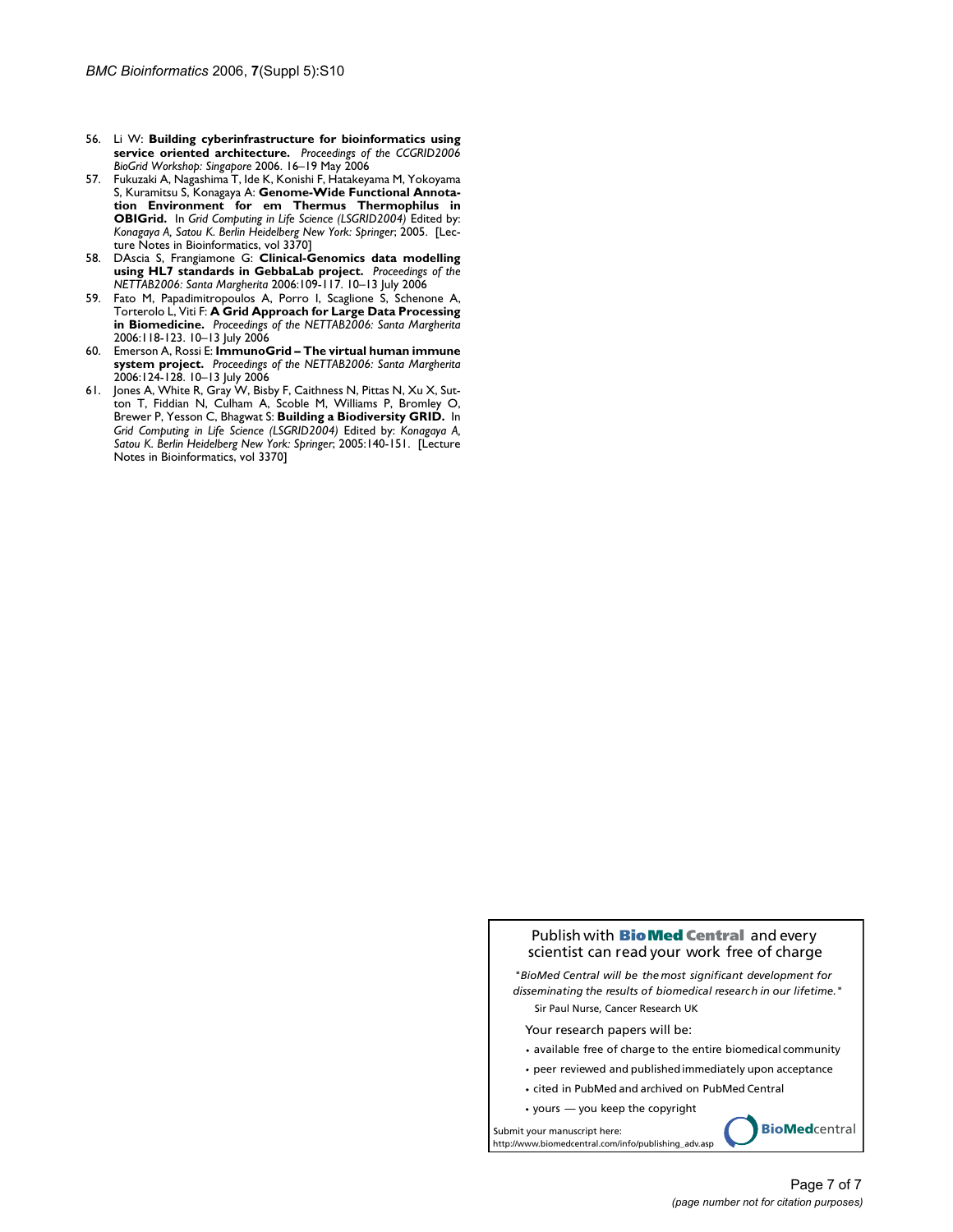56. Li W: **Building cyberinfrastructure for bioinformatics using service oriented architecture.** *Proceedings of the CCGRID2006 BioGrid Workshop: Singapore* 2006. 16–19 May 2006
57. Fukuzaki A, Nagashima T, Ide K, Konishi F, Hatakeyama M, Yokoyama S, Kuramitsu S, Konagaya A: **Genome-Wide Functional Annotation Environment for em Thermus Thermophilus in OBIGrid.** In *Grid Computing in Life Science (LSGRID2004)* Edited by: *Konagaya A, Satou K. Berlin Heidelberg New York: Springer*; 2005. [Lecture Notes in Bioinformatics, vol 3370]
58. DAscia S, Frangiamone G: **Clinical-Genomics data modelling using HL7 standards in GebbaLab project.** *Proceedings of the NETTAB2006: Santa Margherita* 2006:109-117. 10–13 July 2006
59. Fato M, Papadimitropoulos A, Porro I, Scaglione S, Schenone A, Torterolo L, Viti F: **A Grid Approach for Large Data Processing in Biomedicine.** *Proceedings of the NETTAB2006: Santa Margherita* 2006:118-123. 10–13 July 2006
60. Emerson A, Rossi E: **ImmunoGrid – The virtual human immune system project.** *Proceedings of the NETTAB2006: Santa Margherita* 2006:124-128. 10–13 July 2006
61. Jones A, White R, Gray W, Bisby F, Caithness N, Pittas N, Xu X, Sutton T, Fiddian N, Culham A, Scoble M, Williams P, Bromley O, Brewer P, Yesson C, Bhagwat S: **Building a Biodiversity GRID.** In *Grid Computing in Life Science (LSGRID2004)* Edited by: *Konagaya A, Satou K. Berlin Heidelberg New York: Springer*; 2005:140-151. [Lecture Notes in Bioinformatics, vol 3370]

Publish with **BioMed Central** and every scientist can read your work free of charge

*"BioMed Central will be the most significant development for disseminating the results of biomedical research in our lifetime."*

Sir Paul Nurse, Cancer Research UK

Your research papers will be:

- available free of charge to the entire biomedical community
- peer reviewed and published immediately upon acceptance
- cited in PubMed and archived on PubMed Central
- yours — you keep the copyright

Submit your manuscript here:
http://www.biomedcentral.com/info/publishing_adv.asp

**BioMed**central